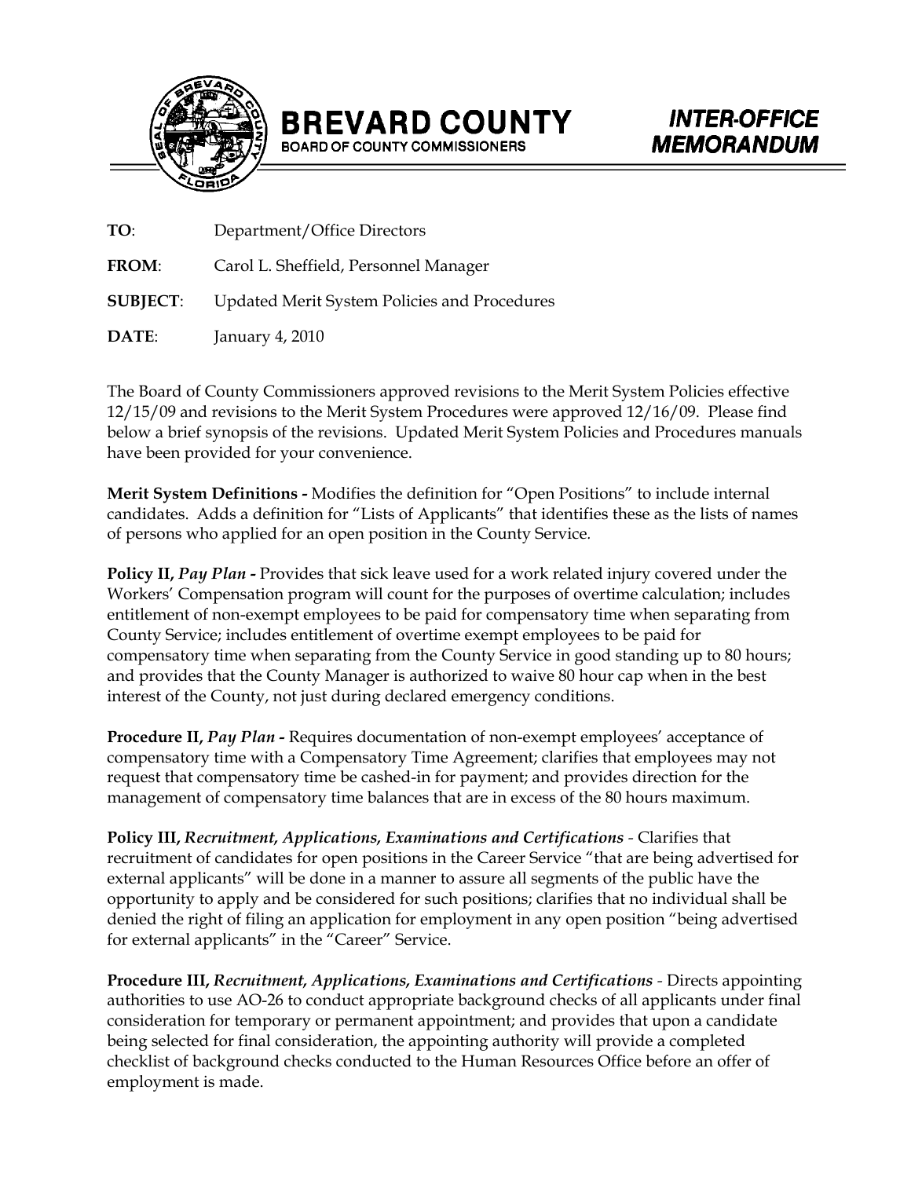# BREVARD COUNTY

BOARD OF COUNTY COMMISSIONERS

## INTER-OFFICE MEMORANDUM

**TO**: Department/Office Directors

**FROM**: Carol L. Sheffield, Personnel Manager

**SUBJECT**: Updated Merit System Policies and Procedures

**DATE**: January 4, 2010

The Board of County Commissioners approved revisions to the Merit System Policies effective 12/15/09 and revisions to the Merit System Procedures were approved 12/16/09. Please find below a brief synopsis of the revisions. Updated Merit System Policies and Procedures manuals have been provided for your convenience.

**Merit System Definitions -** Modifies the definition for "Open Positions" to include internal candidates. Adds a definition for "Lists of Applicants" that identifies these as the lists of names of persons who applied for an open position in the County Service.

**Policy II, *Pay Plan* -** Provides that sick leave used for a work related injury covered under the Workers' Compensation program will count for the purposes of overtime calculation; includes entitlement of non-exempt employees to be paid for compensatory time when separating from County Service; includes entitlement of overtime exempt employees to be paid for compensatory time when separating from the County Service in good standing up to 80 hours; and provides that the County Manager is authorized to waive 80 hour cap when in the best interest of the County, not just during declared emergency conditions.

**Procedure II, *Pay Plan* -** Requires documentation of non-exempt employees' acceptance of compensatory time with a Compensatory Time Agreement; clarifies that employees may not request that compensatory time be cashed-in for payment; and provides direction for the management of compensatory time balances that are in excess of the 80 hours maximum.

**Policy III, *Recruitment, Applications, Examinations and Certifications*** - Clarifies that recruitment of candidates for open positions in the Career Service "that are being advertised for external applicants" will be done in a manner to assure all segments of the public have the opportunity to apply and be considered for such positions; clarifies that no individual shall be denied the right of filing an application for employment in any open position "being advertised for external applicants" in the "Career" Service.

**Procedure III, *Recruitment, Applications, Examinations and Certifications*** - Directs appointing authorities to use AO-26 to conduct appropriate background checks of all applicants under final consideration for temporary or permanent appointment; and provides that upon a candidate being selected for final consideration, the appointing authority will provide a completed checklist of background checks conducted to the Human Resources Office before an offer of employment is made.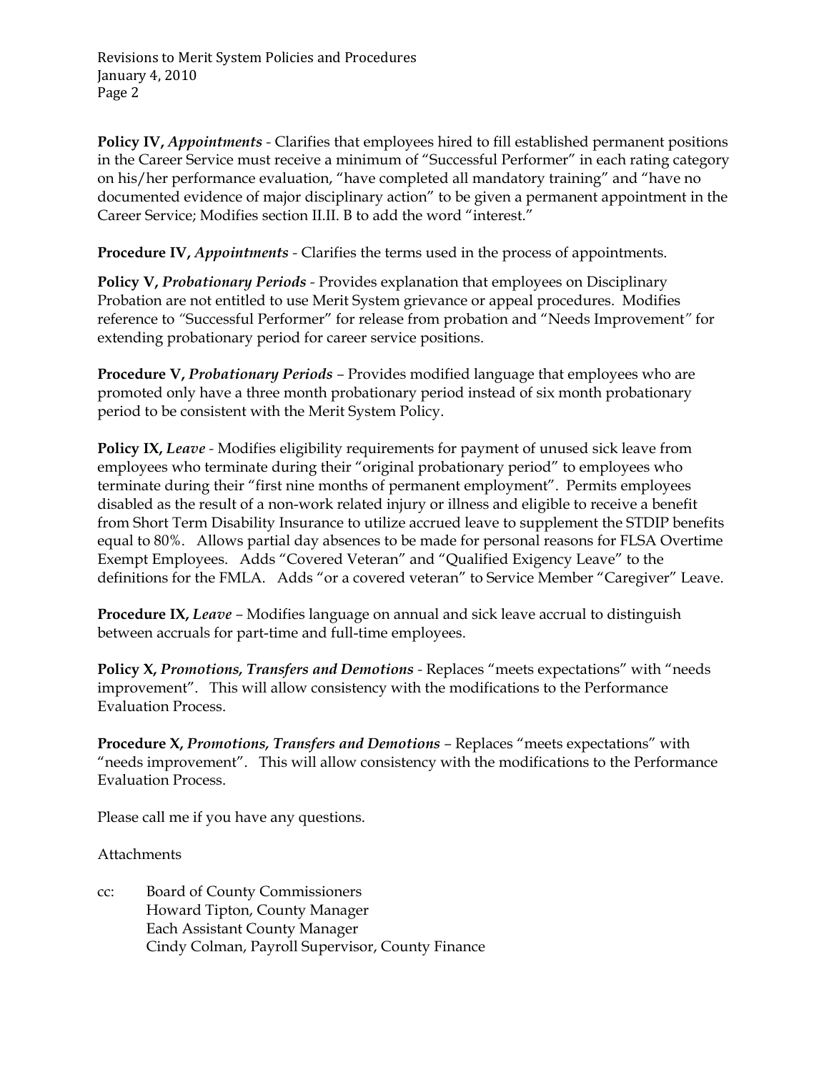**Policy IV,** ***Appointments*** - Clarifies that employees hired to fill established permanent positions in the Career Service must receive a minimum of "Successful Performer" in each rating category on his/her performance evaluation, "have completed all mandatory training" and "have no documented evidence of major disciplinary action" to be given a permanent appointment in the Career Service; Modifies section II.II. B to add the word "interest."

**Procedure IV,** ***Appointments*** - Clarifies the terms used in the process of appointments.

**Policy V,** ***Probationary Periods*** - Provides explanation that employees on Disciplinary Probation are not entitled to use Merit System grievance or appeal procedures. Modifies reference to "Successful Performer" for release from probation and "Needs Improvement" for extending probationary period for career service positions.

**Procedure V,** ***Probationary Periods*** – Provides modified language that employees who are promoted only have a three month probationary period instead of six month probationary period to be consistent with the Merit System Policy.

**Policy IX,** ***Leave*** - Modifies eligibility requirements for payment of unused sick leave from employees who terminate during their "original probationary period" to employees who terminate during their "first nine months of permanent employment". Permits employees disabled as the result of a non-work related injury or illness and eligible to receive a benefit from Short Term Disability Insurance to utilize accrued leave to supplement the STDIP benefits equal to 80%. Allows partial day absences to be made for personal reasons for FLSA Overtime Exempt Employees. Adds "Covered Veteran" and "Qualified Exigency Leave" to the definitions for the FMLA. Adds "or a covered veteran" to Service Member "Caregiver" Leave.

**Procedure IX,** ***Leave*** – Modifies language on annual and sick leave accrual to distinguish between accruals for part-time and full-time employees.

**Policy X,** ***Promotions, Transfers and Demotions*** - Replaces "meets expectations" with "needs improvement". This will allow consistency with the modifications to the Performance Evaluation Process.

**Procedure X,** ***Promotions, Transfers and Demotions*** – Replaces "meets expectations" with "needs improvement". This will allow consistency with the modifications to the Performance Evaluation Process.

Please call me if you have any questions.

Attachments

cc: Board of County Commissioners
Howard Tipton, County Manager
Each Assistant County Manager
Cindy Colman, Payroll Supervisor, County Finance